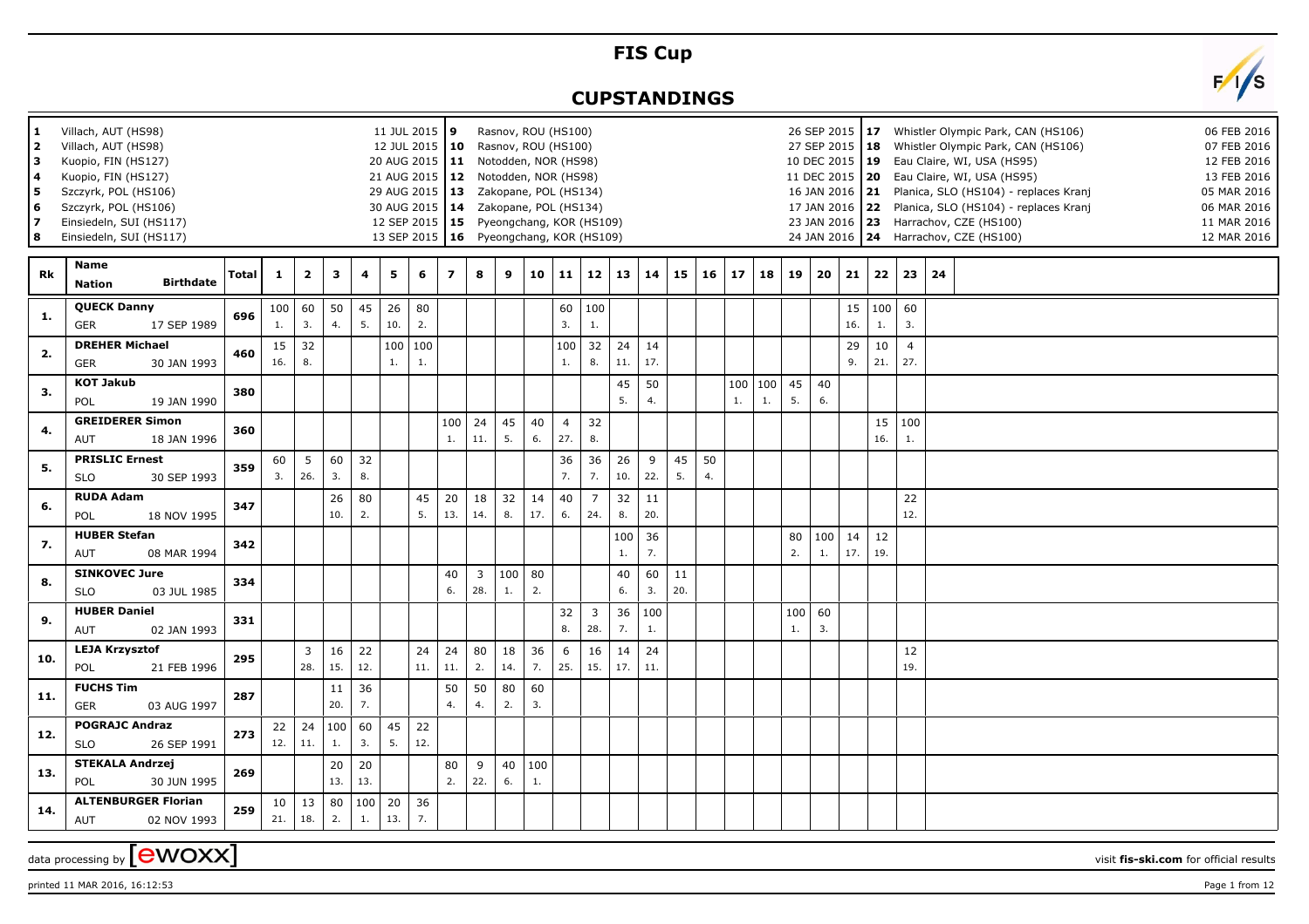# FIS Cup

## CUPSTANDINGS

| # | Venue | Date |
|---|---|---|
| 1 | Villach, AUT (HS98) | 11 JUL 2015 |
| 2 | Villach, AUT (HS98) | 12 JUL 2015 |
| 3 | Kuopio, FIN (HS127) | 20 AUG 2015 |
| 4 | Kuopio, FIN (HS127) | 21 AUG 2015 |
| 5 | Szczyrk, POL (HS106) | 29 AUG 2015 |
| 6 | Szczyrk, POL (HS106) | 30 AUG 2015 |
| 7 | Einsiedeln, SUI (HS117) | 12 SEP 2015 |
| 8 | Einsiedeln, SUI (HS117) | 13 SEP 2015 |
| 9 | Rasnov, ROU (HS100) | 26 SEP 2015 |
| 10 | Rasnov, ROU (HS100) | 27 SEP 2015 |
| 11 | Notodden, NOR (HS98) | 10 DEC 2015 |
| 12 | Notodden, NOR (HS98) | 11 DEC 2015 |
| 13 | Zakopane, POL (HS134) | 16 JAN 2016 |
| 14 | Zakopane, POL (HS134) | 17 JAN 2016 |
| 15 | Pyeongchang, KOR (HS109) | 23 JAN 2016 |
| 16 | Pyeongchang, KOR (HS109) | 24 JAN 2016 |
| 17 | Whistler Olympic Park, CAN (HS106) | 06 FEB 2016 |
| 18 | Whistler Olympic Park, CAN (HS106) | 07 FEB 2016 |
| 19 | Eau Claire, WI, USA (HS95) | 12 FEB 2016 |
| 20 | Eau Claire, WI, USA (HS95) | 13 FEB 2016 |
| 21 | Planica, SLO (HS104) - replaces Kranj | 05 MAR 2016 |
| 22 | Planica, SLO (HS104) - replaces Kranj | 06 MAR 2016 |
| 23 | Harrachov, CZE (HS100) | 11 MAR 2016 |
| 24 | Harrachov, CZE (HS100) | 12 MAR 2016 |

| Rk | Name / Nation / Birthdate | Total | 1 | 2 | 3 | 4 | 5 | 6 | 7 | 8 | 9 | 10 | 11 | 12 | 13 | 14 | 15 | 16 | 17 | 18 | 19 | 20 | 21 | 22 | 23 | 24 |
|---|---|---|---|---|---|---|---|---|---|---|---|---|---|---|---|---|---|---|---|---|---|---|---|---|---|---|
| 1. | QUECK Danny GER 17 SEP 1989 | 696 | 100 1. | 60 3. | 50 4. | 45 5. | 26 10. | 80 2. | | | | | 60 3. | 100 1. | | | | | | | | | 15 16. | 100 1. | 60 3. | |
| 2. | DREHER Michael GER 30 JAN 1993 | 460 | 15 16. | 32 8. | | | 100 1. | 100 1. | | | | | 100 1. | 32 8. | 24 11. | 14 17. | | | | | | | 29 9. | 10 21. | 4 27. | |
| 3. | KOT Jakub POL 19 JAN 1990 | 380 | | | | | | | | | | | | | 45 5. | 50 4. | | | 100 1. | 100 1. | 45 5. | 40 6. | | | | |
| 4. | GREIDERER Simon AUT 18 JAN 1996 | 360 | | | | | | | 100 1. | 24 11. | 45 5. | 40 6. | 4 27. | 32 8. | | | | | | | | | | 15 16. | 100 1. | |
| 5. | PRISLIC Ernest SLO 30 SEP 1993 | 359 | 60 3. | 5 26. | 60 3. | 32 8. | | | | | | | 36 7. | 36 7. | 26 10. | 9 22. | 45 5. | 50 4. | | | | | | | | |
| 6. | RUDA Adam POL 18 NOV 1995 | 347 | | | 26 10. | 80 2. | | 45 5. | 20 13. | 18 14. | 32 8. | 14 17. | 40 6. | 7 24. | 32 8. | 11 20. | | | | | | | | | 22 12. | |
| 7. | HUBER Stefan AUT 08 MAR 1994 | 342 | | | | | | | | | | | | | 100 1. | 36 7. | | | | | 80 2. | 100 1. | 14 17. | 12 19. | | |
| 8. | SINKOVEC Jure SLO 03 JUL 1985 | 334 | | | | | | | 40 6. | 3 28. | 100 1. | 80 2. | | | 40 6. | 60 3. | 11 20. | | | | | | | | | |
| 9. | HUBER Daniel AUT 02 JAN 1993 | 331 | | | | | | | | | | | 32 8. | 3 28. | 36 7. | 100 1. | | | | | 100 1. | 60 3. | | | | |
| 10. | LEJA Krzysztof POL 21 FEB 1996 | 295 | | 3 28. | 16 15. | 22 12. | | 24 11. | 24 11. | 80 2. | 18 14. | 36 7. | 6 25. | 16 15. | 14 17. | 24 11. | | | | | | | | | 12 19. | |
| 11. | FUCHS Tim GER 03 AUG 1997 | 287 | | | 11 20. | 36 7. | | | 50 4. | 50 4. | 80 2. | 60 3. | | | | | | | | | | | | | | |
| 12. | POGRAJC Andraz SLO 26 SEP 1991 | 273 | 22 12. | 24 11. | 100 1. | 60 3. | 45 5. | 22 12. | | | | | | | | | | | | | | | | | | |
| 13. | STEKALA Andrzej POL 30 JUN 1995 | 269 | | | 20 13. | 20 13. | | | 80 2. | 9 22. | 40 6. | 100 1. | | | | | | | | | | | | | | |
| 14. | ALTENBURGER Florian AUT 02 NOV 1993 | 259 | 10 21. | 13 18. | 80 2. | 100 1. | 20 13. | 36 7. | | | | | | | | | | | | | | | | | | |

data processing by ewoxx — visit fis-ski.com for official results

printed 11 MAR 2016, 16:12:53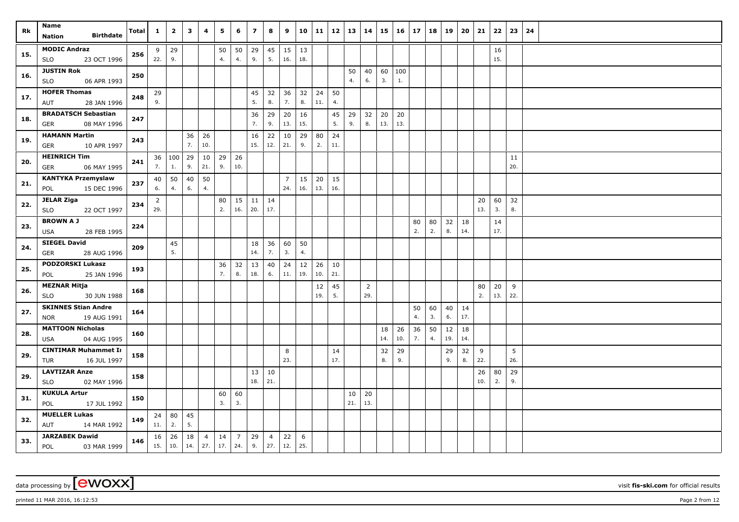| Rk | Name / Nation | Birthdate | Total | 1 | 2 | 3 | 4 | 5 | 6 | 7 | 8 | 9 | 10 | 11 | 12 | 13 | 14 | 15 | 16 | 17 | 18 | 19 | 20 | 21 | 22 | 23 | 24 |
|---|---|---|---|---|---|---|---|---|---|---|---|---|---|---|---|---|---|---|---|---|---|---|---|---|---|---|---|
| 15. | MODIC Andraz | | 256 | 9 | 29 | | | 50 | 50 | 29 | 45 | 15 | 13 | | | | | | | | | | | | 16 | | |
| | SLO | 23 OCT 1996 | | 22. | 9. | | | 4. | 4. | 9. | 5. | 16. | 18. | | | | | | | | | | | | 15. | | |
| 16. | JUSTIN Rok | | 250 | | | | | | | | | | | | | 50 | 40 | 60 | 100 | | | | | | | | |
| | SLO | 06 APR 1993 | | | | | | | | | | | | | | 4. | 6. | 3. | 1. | | | | | | | | |
| 17. | HOFER Thomas | | 248 | 29 | | | | | | 45 | 32 | 36 | 32 | 24 | 50 | | | | | | | | | | | | |
| | AUT | 28 JAN 1996 | | 9. | | | | | | 5. | 8. | 7. | 8. | 11. | 4. | | | | | | | | | | | | |
| 18. | BRADATSCH Sebastian | | 247 | | | | | | | 36 | 29 | 20 | 16 | | 45 | 29 | 32 | 20 | 20 | | | | | | | | |
| | GER | 08 MAY 1996 | | | | | | | | 7. | 9. | 13. | 15. | | 5. | 9. | 8. | 13. | 13. | | | | | | | | |
| 19. | HAMANN Martin | | 243 | | | 36 | 26 | | | 16 | 22 | 10 | 29 | 80 | 24 | | | | | | | | | | | | |
| | GER | 10 APR 1997 | | | | 7. | 10. | | | 15. | 12. | 21. | 9. | 2. | 11. | | | | | | | | | | | | |
| 20. | HEINRICH Tim | | 241 | 36 | 100 | 29 | 10 | 29 | 26 | | | | | | | | | | | | | | | | | 11 | |
| | GER | 06 MAY 1995 | | 7. | 1. | 9. | 21. | 9. | 10. | | | | | | | | | | | | | | | | | 20. | |
| 21. | KANTYKA Przemyslaw | | 237 | 40 | 50 | 40 | 50 | | | | | 7 | 15 | 20 | 15 | | | | | | | | | | | | |
| | POL | 15 DEC 1996 | | 6. | 4. | 6. | 4. | | | | | 24. | 16. | 13. | 16. | | | | | | | | | | | | |
| 22. | JELAR Ziga | | 234 | 2 | | | | 80 | 15 | 11 | 14 | | | | | | | | | | | | | 20 | 60 | 32 | |
| | SLO | 22 OCT 1997 | | 29. | | | | 2. | 16. | 20. | 17. | | | | | | | | | | | | | 13. | 3. | 8. | |
| 23. | BROWN A J | | 224 | | | | | | | | | | | | | | | | | 80 | 80 | 32 | 18 | | 14 | | |
| | USA | 28 FEB 1995 | | | | | | | | | | | | | | | | | | 2. | 2. | 8. | 14. | | 17. | | |
| 24. | SIEGEL David | | 209 | | 45 | | | | | 18 | 36 | 60 | 50 | | | | | | | | | | | | | | |
| | GER | 28 AUG 1996 | | | 5. | | | | | 14. | 7. | 3. | 4. | | | | | | | | | | | | | | |
| 25. | PODZORSKI Lukasz | | 193 | | | | | 36 | 32 | 13 | 40 | 24 | 12 | 26 | 10 | | | | | | | | | | | | |
| | POL | 25 JAN 1996 | | | | | | 7. | 8. | 18. | 6. | 11. | 19. | 10. | 21. | | | | | | | | | | | | |
| 26. | MEZNAR Mitja | | 168 | | | | | | | | | | | 12 | 45 | | 2 | | | | | | | 80 | 20 | 9 | |
| | SLO | 30 JUN 1988 | | | | | | | | | | | | 19. | 5. | | 29. | | | | | | | 2. | 13. | 22. | |
| 27. | SKINNES Stian Andre | | 164 | | | | | | | | | | | | | | | | | 50 | 60 | 40 | 14 | | | | |
| | NOR | 19 AUG 1991 | | | | | | | | | | | | | | | | | | 4. | 3. | 6. | 17. | | | | |
| 28. | MATTOON Nicholas | | 160 | | | | | | | | | | | | | | | 18 | 26 | 36 | 50 | 12 | 18 | | | | |
| | USA | 04 AUG 1995 | | | | | | | | | | | | | | | | 14. | 10. | 7. | 4. | 19. | 14. | | | | |
| 29. | CINTIMAR Muhammet Ii | | 158 | | | | | | | | | 8 | | | 14 | | | 32 | 29 | | | 29 | 32 | 9 | | 5 | |
| | TUR | 16 JUL 1997 | | | | | | | | | | 23. | | | 17. | | | 8. | 9. | | | 9. | 8. | 22. | | 26. | |
| 29. | LAVTIZAR Anze | | 158 | | | | | | | 13 | 10 | | | | | | | | | | | | | 26 | 80 | 29 | |
| | SLO | 02 MAY 1996 | | | | | | | | 18. | 21. | | | | | | | | | | | | | 10. | 2. | 9. | |
| 31. | KUKULA Artur | | 150 | | | | | 60 | 60 | | | | | | | 10 | 20 | | | | | | | | | | |
| | POL | 17 JUL 1992 | | | | | | 3. | 3. | | | | | | | 21. | 13. | | | | | | | | | | |
| 32. | MUELLER Lukas | | 149 | 24 | 80 | 45 | | | | | | | | | | | | | | | | | | | | | |
| | AUT | 14 MAR 1992 | | 11. | 2. | 5. | | | | | | | | | | | | | | | | | | | | | |
| 33. | JARZABEK Dawid | | 146 | 16 | 26 | 18 | 4 | 14 | 7 | 29 | 4 | 22 | 6 | | | | | | | | | | | | | | |
| | POL | 03 MAR 1999 | | 15. | 10. | 14. | 27. | 17. | 24. | 9. | 27. | 12. | 25. | | | | | | | | | | | | | | |

data processing by [ewoxx] — visit fis-ski.com for official results

printed 11 MAR 2016, 16:12:53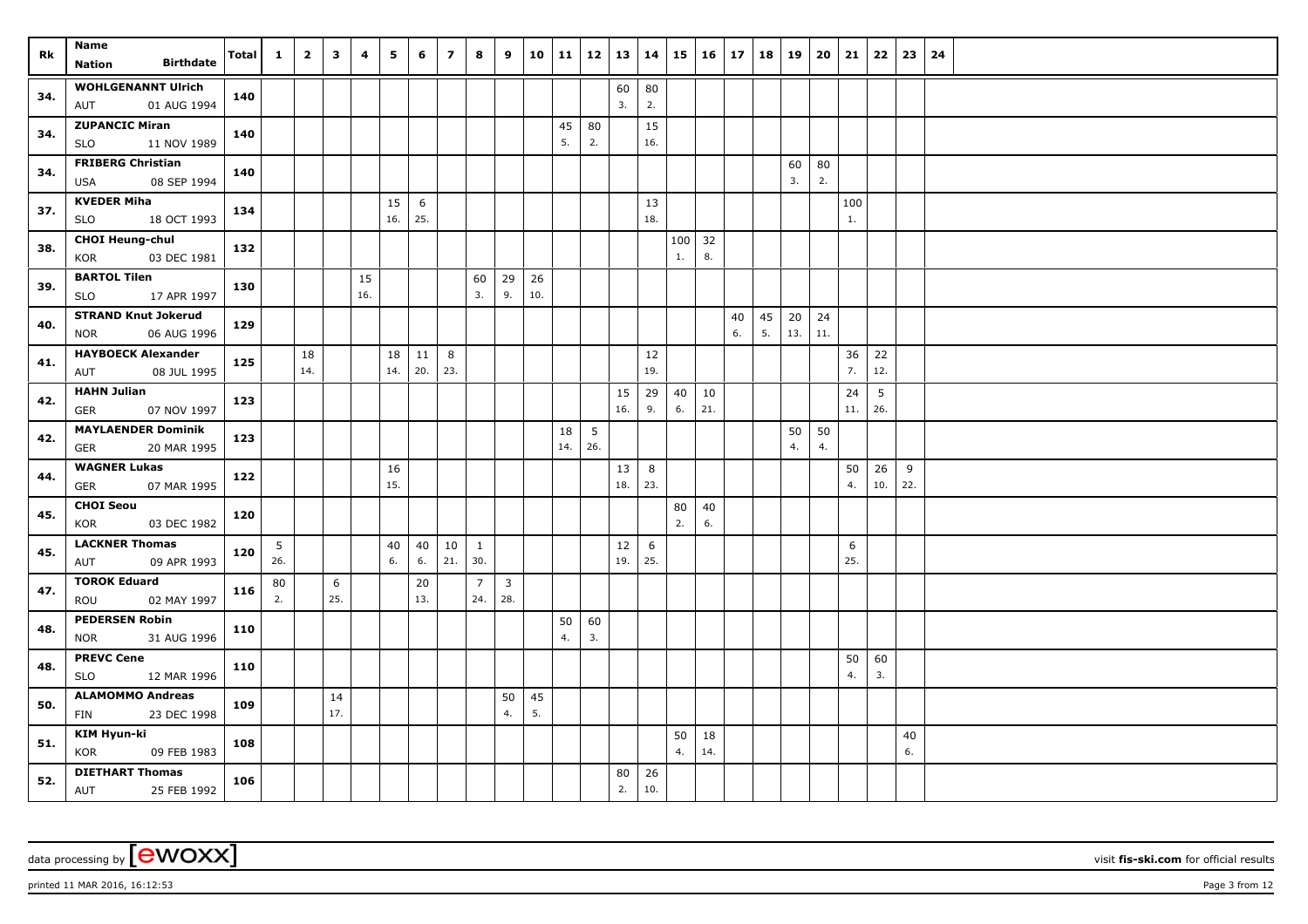| Rk | Name<br>Nation Birthdate | Total | 1 | 2 | 3 | 4 | 5 | 6 | 7 | 8 | 9 | 10 | 11 | 12 | 13 | 14 | 15 | 16 | 17 | 18 | 19 | 20 | 21 | 22 | 23 | 24 |
|---|---|---|---|---|---|---|---|---|---|---|---|---|---|---|---|---|---|---|---|---|---|---|---|---|---|---|
| 34. | WOHLGENANNT Ulrich<br>AUT 01 AUG 1994 | 140 | | | | | | | | | | | | | 60<br>3. | 80<br>2. | | | | | | | | | | |
| 34. | ZUPANCIC Miran<br>SLO 11 NOV 1989 | 140 | | | | | | | | | | | 45<br>5. | 80<br>2. | | 15<br>16. | | | | | | | | | | |
| 34. | FRIBERG Christian<br>USA 08 SEP 1994 | 140 | | | | | | | | | | | | | | | | | | | 60<br>3. | 80<br>2. | | | | |
| 37. | KVEDER Miha<br>SLO 18 OCT 1993 | 134 | | | | | 15<br>16. | 6<br>25. | | | | | | | | 13<br>18. | | | | | | | 100<br>1. | | | |
| 38. | CHOI Heung-chul<br>KOR 03 DEC 1981 | 132 | | | | | | | | | | | | | | | 100<br>1. | 32<br>8. | | | | | | | | |
| 39. | BARTOL Tilen<br>SLO 17 APR 1997 | 130 | | | | 15<br>16. | | | | 60<br>3. | 29<br>9. | 26<br>10. | | | | | | | | | | | | | | |
| 40. | STRAND Knut Jokerud<br>NOR 06 AUG 1996 | 129 | | | | | | | | | | | | | | | | | 40<br>6. | 45<br>5. | 20<br>13. | 24<br>11. | | | | |
| 41. | HAYBOECK Alexander<br>AUT 08 JUL 1995 | 125 | | 18<br>14. | | | 18<br>14. | 11<br>20. | 8<br>23. | | | | | | | 12<br>19. | | | | | | | 36<br>7. | 22<br>12. | | |
| 42. | HAHN Julian<br>GER 07 NOV 1997 | 123 | | | | | | | | | | | | | 15<br>16. | 29<br>9. | 40<br>6. | 10<br>21. | | | | | 24<br>11. | 5<br>26. | | |
| 42. | MAYLAENDER Dominik<br>GER 20 MAR 1995 | 123 | | | | | | | | | | | 18<br>14. | 5<br>26. | | | | | | | 50<br>4. | 50<br>4. | | | | |
| 44. | WAGNER Lukas<br>GER 07 MAR 1995 | 122 | | | | | 16<br>15. | | | | | | | | 13<br>18. | 8<br>23. | | | | | | | 50<br>4. | 26<br>10. | 9<br>22. | |
| 45. | CHOI Seou<br>KOR 03 DEC 1982 | 120 | | | | | | | | | | | | | | | 80<br>2. | 40<br>6. | | | | | | | | |
| 45. | LACKNER Thomas<br>AUT 09 APR 1993 | 120 | 5<br>26. | | | | 40<br>6. | 40<br>6. | 10<br>21. | 1<br>30. | | | | | 12<br>19. | 6<br>25. | | | | | | | 6<br>25. | | | |
| 47. | TOROK Eduard<br>ROU 02 MAY 1997 | 116 | 80<br>2. | | 6<br>25. | | | 20<br>13. | | 7<br>24. | 3<br>28. | | | | | | | | | | | | | | | |
| 48. | PEDERSEN Robin<br>NOR 31 AUG 1996 | 110 | | | | | | | | | | | 50<br>4. | 60<br>3. | | | | | | | | | | | | |
| 48. | PREVC Cene<br>SLO 12 MAR 1996 | 110 | | | | | | | | | | | | | | | | | | | | | 50<br>4. | 60<br>3. | | |
| 50. | ALAMOMMO Andreas<br>FIN 23 DEC 1998 | 109 | | | 14<br>17. | | | | | | 50<br>4. | 45<br>5. | | | | | | | | | | | | | | |
| 51. | KIM Hyun-ki<br>KOR 09 FEB 1983 | 108 | | | | | | | | | | | | | | | 50<br>4. | 18<br>14. | | | | | | | 40<br>6. | |
| 52. | DIETHART Thomas<br>AUT 25 FEB 1992 | 106 | | | | | | | | | | | | | 80<br>2. | 26<br>10. | | | | | | | | | | |

data processing by [ewoxx] visit fis-ski.com for official results

printed 11 MAR 2016, 16:12:53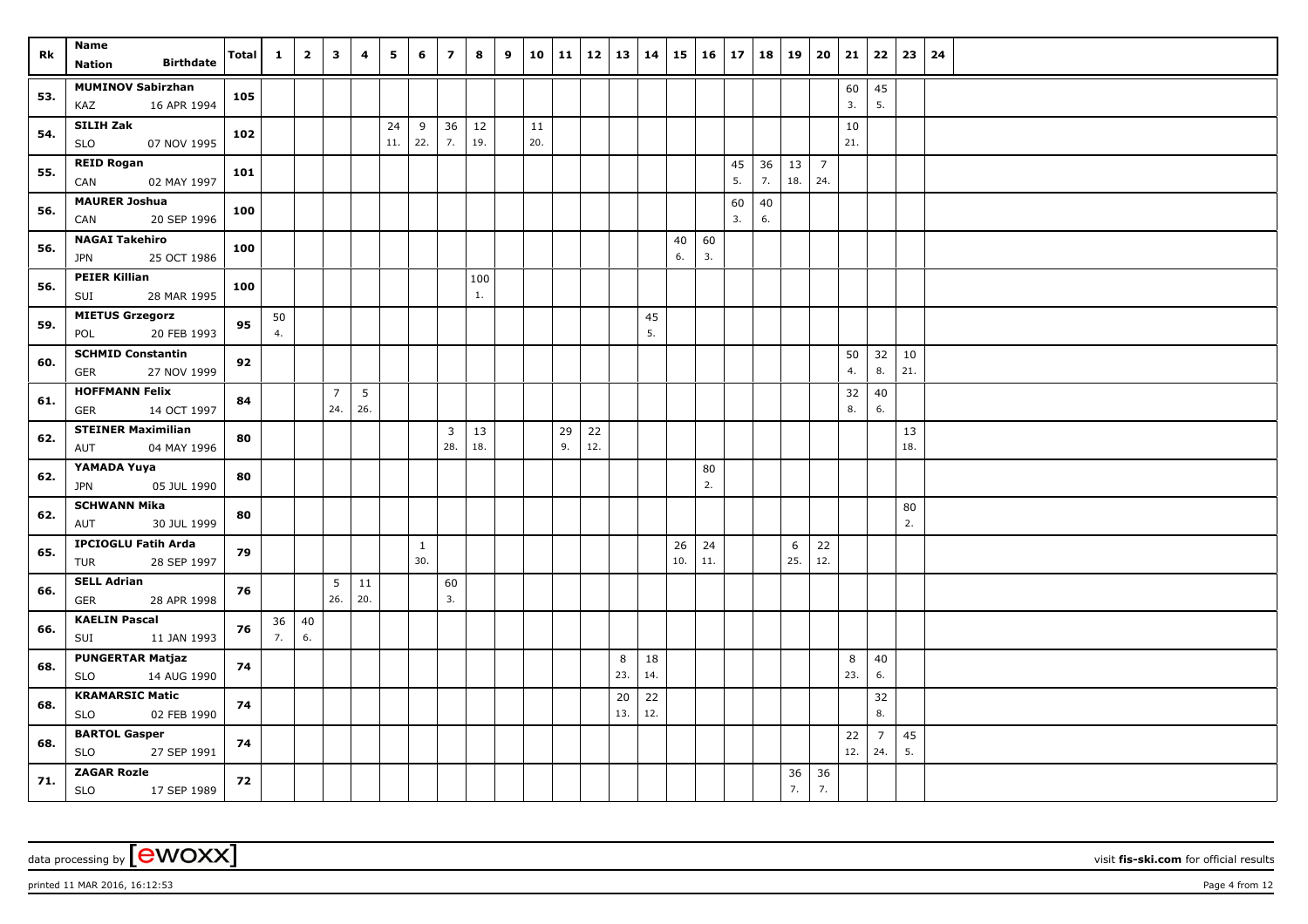| Rk | Name<br>Nation Birthdate | Total | 1 | 2 | 3 | 4 | 5 | 6 | 7 | 8 | 9 | 10 | 11 | 12 | 13 | 14 | 15 | 16 | 17 | 18 | 19 | 20 | 21 | 22 | 23 | 24 |
|---|---|---|---|---|---|---|---|---|---|---|---|---|---|---|---|---|---|---|---|---|---|---|---|---|---|---|
| 53. | MUMINOV Sabirzhan<br>KAZ 16 APR 1994 | 105 | | | | | | | | | | | | | | | | | | | | | 60<br>3. | 45<br>5. | | |
| 54. | SILIH Zak<br>SLO 07 NOV 1995 | 102 | | | | | 24<br>11. | 9<br>22. | 36<br>7. | 12<br>19. | | 11<br>20. | | | | | | | | | | | 10<br>21. | | | |
| 55. | REID Rogan<br>CAN 02 MAY 1997 | 101 | | | | | | | | | | | | | | | | | 45<br>5. | 36<br>7. | 13<br>18. | 7<br>24. | | | | |
| 56. | MAURER Joshua<br>CAN 20 SEP 1996 | 100 | | | | | | | | | | | | | | | | | 60<br>3. | 40<br>6. | | | | | | |
| 56. | NAGAI Takehiro<br>JPN 25 OCT 1986 | 100 | | | | | | | | | | | | | | | 40<br>6. | 60<br>3. | | | | | | | | |
| 56. | PEIER Killian<br>SUI 28 MAR 1995 | 100 | | | | | | | | 100<br>1. | | | | | | | | | | | | | | | | |
| 59. | MIETUS Grzegorz<br>POL 20 FEB 1993 | 95 | 50<br>4. | | | | | | | | | | | | | 45<br>5. | | | | | | | | | | |
| 60. | SCHMID Constantin<br>GER 27 NOV 1999 | 92 | | | | | | | | | | | | | | | | | | | | | 50<br>4. | 32<br>8. | 10<br>21. | |
| 61. | HOFFMANN Felix<br>GER 14 OCT 1997 | 84 | | | 7<br>24. | 5<br>26. | | | | | | | | | | | | | | | | | 32<br>8. | 40<br>6. | | |
| 62. | STEINER Maximilian<br>AUT 04 MAY 1996 | 80 | | | | | | | 3<br>28. | 13<br>18. | | | 29<br>9. | 22<br>12. | | | | | | | | | | | 13<br>18. | |
| 62. | YAMADA Yuya<br>JPN 05 JUL 1990 | 80 | | | | | | | | | | | | | | | | 80<br>2. | | | | | | | | |
| 62. | SCHWANN Mika<br>AUT 30 JUL 1999 | 80 | | | | | | | | | | | | | | | | | | | | | | | 80<br>2. | |
| 65. | IPCIOGLU Fatih Arda<br>TUR 28 SEP 1997 | 79 | | | | | | 1<br>30. | | | | | | | | | 26<br>10. | 24<br>11. | | | 6<br>25. | 22<br>12. | | | | |
| 66. | SELL Adrian<br>GER 28 APR 1998 | 76 | | | 5<br>26. | 11<br>20. | | | 60<br>3. | | | | | | | | | | | | | | | | | |
| 66. | KAELIN Pascal<br>SUI 11 JAN 1993 | 76 | 36<br>7. | 40<br>6. | | | | | | | | | | | | | | | | | | | | | | |
| 68. | PUNGERTAR Matjaz<br>SLO 14 AUG 1990 | 74 | | | | | | | | | | | | | 8<br>23. | 18<br>14. | | | | | | | 8<br>23. | 40<br>6. | | |
| 68. | KRAMARSIC Matic<br>SLO 02 FEB 1990 | 74 | | | | | | | | | | | | | 20<br>13. | 22<br>12. | | | | | | | | 32<br>8. | | |
| 68. | BARTOL Gasper<br>SLO 27 SEP 1991 | 74 | | | | | | | | | | | | | | | | | | | | | 22<br>12. | 7<br>24. | 45<br>5. | |
| 71. | ZAGAR Rozle<br>SLO 17 SEP 1989 | 72 | | | | | | | | | | | | | | | | | | | 36<br>7. | 36<br>7. | | | | |

data processing by [ewoxx] visit fis-ski.com for official results

printed 11 MAR 2016, 16:12:53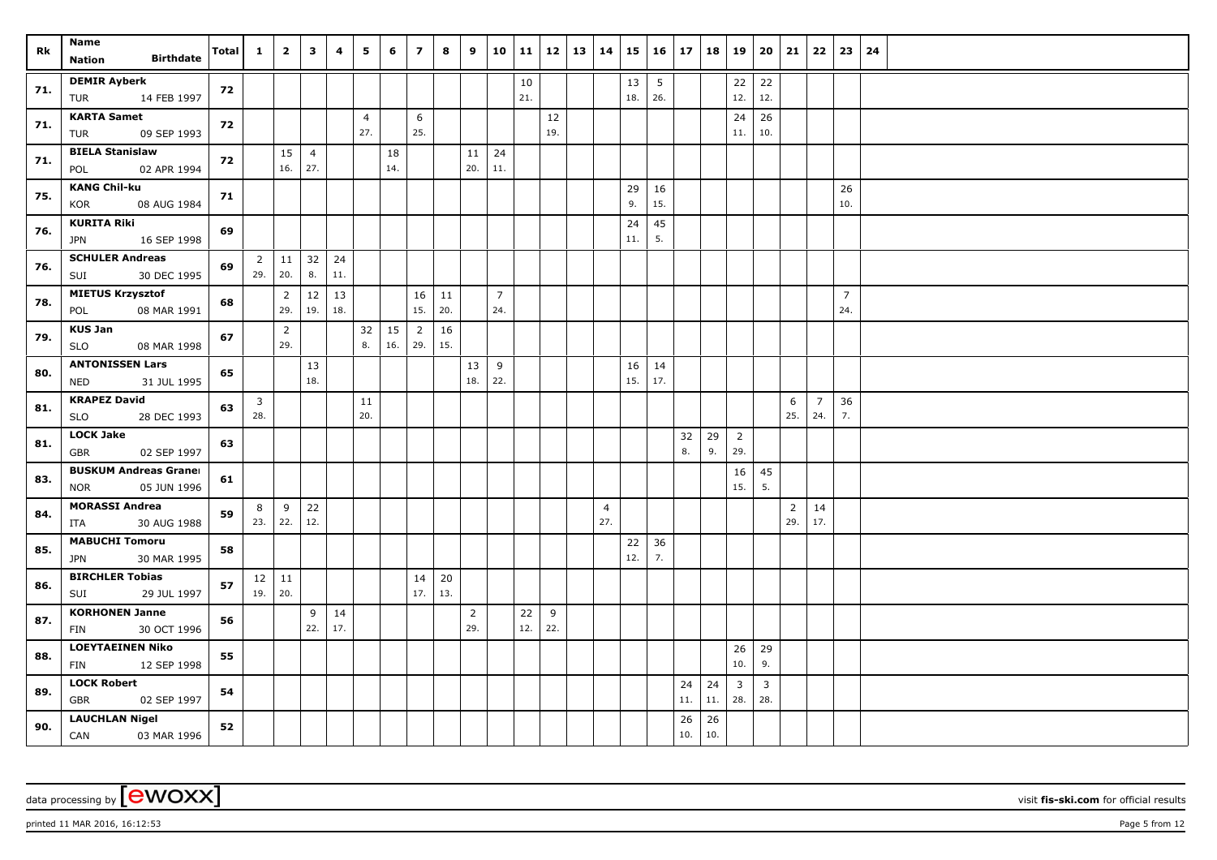| Rk | Name<br>Nation Birthdate | Total | 1 | 2 | 3 | 4 | 5 | 6 | 7 | 8 | 9 | 10 | 11 | 12 | 13 | 14 | 15 | 16 | 17 | 18 | 19 | 20 | 21 | 22 | 23 | 24 |
|---|---|---|---|---|---|---|---|---|---|---|---|---|---|---|---|---|---|---|---|---|---|---|---|---|---|---|
| 71. | **DEMIR Ayberk**<br>TUR 14 FEB 1997 | 72 | | | | | | | | | | | 10<br>21. | | | | 13<br>18. | 5<br>26. | | | 22<br>12. | 22<br>12. | | | | |
| 71. | **KARTA Samet**<br>TUR 09 SEP 1993 | 72 | | | | | 4<br>27. | | 6<br>25. | | | | | 12<br>19. | | | | | | | 24<br>11. | 26<br>10. | | | | |
| 71. | **BIELA Stanislaw**<br>POL 02 APR 1994 | 72 | | 15<br>16. | 4<br>27. | | | 18<br>14. | | | 11<br>20. | 24<br>11. | | | | | | | | | | | | | | |
| 75. | **KANG Chil-ku**<br>KOR 08 AUG 1984 | 71 | | | | | | | | | | | | | | | 29<br>9. | 16<br>15. | | | | | | | 26<br>10. | |
| 76. | **KURITA Riki**<br>JPN 16 SEP 1998 | 69 | | | | | | | | | | | | | | | 24<br>11. | 45<br>5. | | | | | | | | |
| 76. | **SCHULER Andreas**<br>SUI 30 DEC 1995 | 69 | 2<br>29. | 11<br>20. | 32<br>8. | 24<br>11. | | | | | | | | | | | | | | | | | | | | |
| 78. | **MIETUS Krzysztof**<br>POL 08 MAR 1991 | 68 | | 2<br>29. | 12<br>19. | 13<br>18. | | | 16<br>15. | 11<br>20. | | 7<br>24. | | | | | | | | | | | | | 7<br>24. | |
| 79. | **KUS Jan**<br>SLO 08 MAR 1998 | 67 | | 2<br>29. | | | 32<br>8. | 15<br>16. | 2<br>29. | 16<br>15. | | | | | | | | | | | | | | | | |
| 80. | **ANTONISSEN Lars**<br>NED 31 JUL 1995 | 65 | | | 13<br>18. | | | | | | 13<br>18. | 9<br>22. | | | | | 16<br>15. | 14<br>17. | | | | | | | | |
| 81. | **KRAPEZ David**<br>SLO 28 DEC 1993 | 63 | 3<br>28. | | | | 11<br>20. | | | | | | | | | | | | | | | | 6<br>25. | 7<br>24. | 36<br>7. | |
| 81. | **LOCK Jake**<br>GBR 02 SEP 1997 | 63 | | | | | | | | | | | | | | | | | 32<br>8. | 29<br>9. | 2<br>29. | | | | | |
| 83. | **BUSKUM Andreas Graner**<br>NOR 05 JUN 1996 | 61 | | | | | | | | | | | | | | | | | | | 16<br>15. | 45<br>5. | | | | |
| 84. | **MORASSI Andrea**<br>ITA 30 AUG 1988 | 59 | 8<br>23. | 9<br>22. | 22<br>12. | | | | | | | | | | | 4<br>27. | | | | | | | 2<br>29. | 14<br>17. | | |
| 85. | **MABUCHI Tomoru**<br>JPN 30 MAR 1995 | 58 | | | | | | | | | | | | | | | 22<br>12. | 36<br>7. | | | | | | | | |
| 86. | **BIRCHLER Tobias**<br>SUI 29 JUL 1997 | 57 | 12<br>19. | 11<br>20. | | | | | 14<br>17. | 20<br>13. | | | | | | | | | | | | | | | | |
| 87. | **KORHONEN Janne**<br>FIN 30 OCT 1996 | 56 | | | 9<br>22. | 14<br>17. | | | | | 2<br>29. | | 22<br>12. | 9<br>22. | | | | | | | | | | | | |
| 88. | **LOEYTAEINEN Niko**<br>FIN 12 SEP 1998 | 55 | | | | | | | | | | | | | | | | | | | 26<br>10. | 29<br>9. | | | | |
| 89. | **LOCK Robert**<br>GBR 02 SEP 1997 | 54 | | | | | | | | | | | | | | | | | 24<br>11. | 24<br>11. | 3<br>28. | 3<br>28. | | | | |
| 90. | **LAUCHLAN Nigel**<br>CAN 03 MAR 1996 | 52 | | | | | | | | | | | | | | | | | 26<br>10. | 26<br>10. | | | | | | |

data processing by [ewoxx] visit **fis-ski.com** for official results

printed 11 MAR 2016, 16:12:53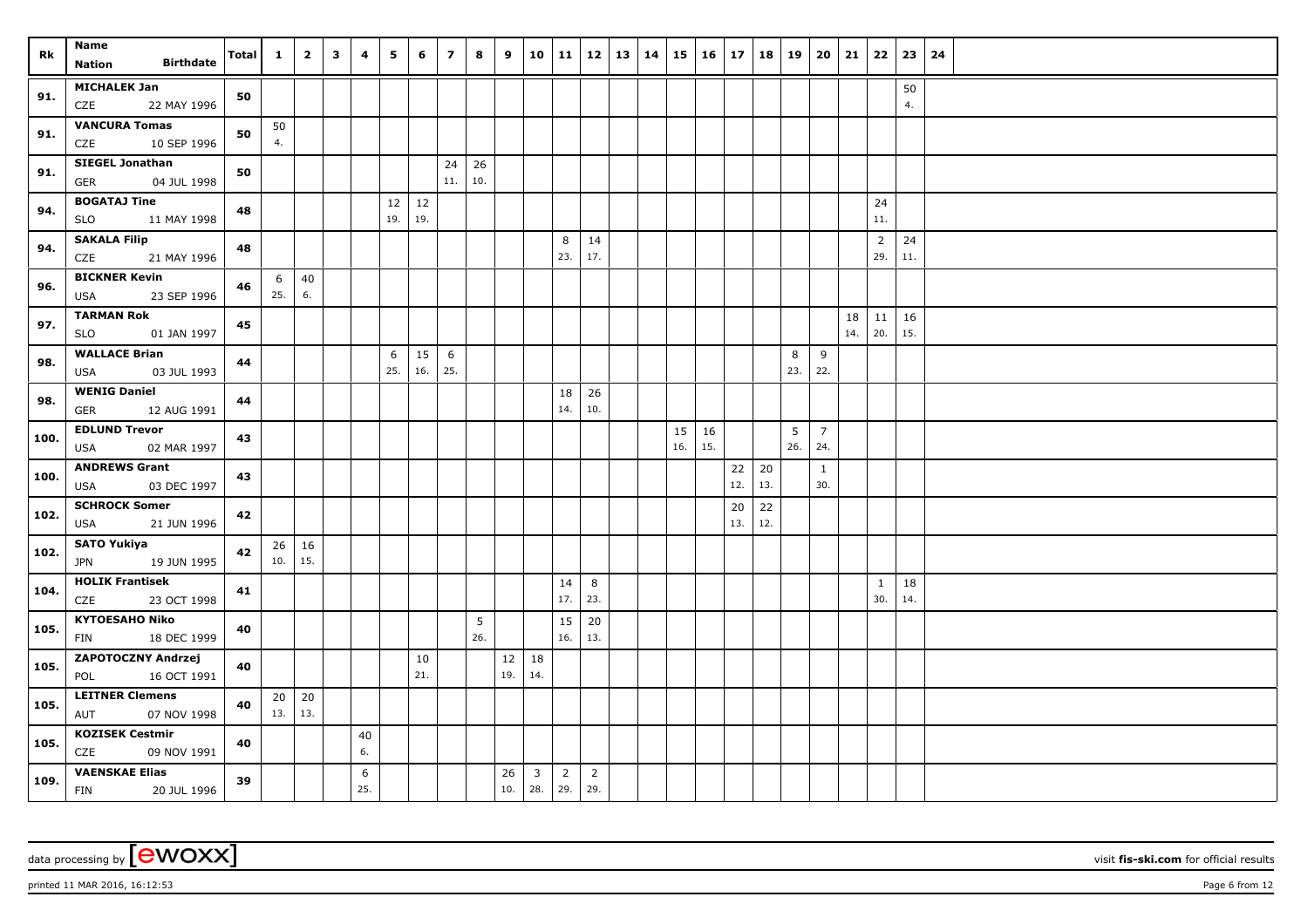| Rk | Name<br>Nation Birthdate | Total | 1 | 2 | 3 | 4 | 5 | 6 | 7 | 8 | 9 | 10 | 11 | 12 | 13 | 14 | 15 | 16 | 17 | 18 | 19 | 20 | 21 | 22 | 23 | 24 |
|---|---|---|---|---|---|---|---|---|---|---|---|---|---|---|---|---|---|---|---|---|---|---|---|---|---|---|
| 91. | **MICHALEK Jan**<br>CZE 22 MAY 1996 | 50 | | | | | | | | | | | | | | | | | | | | | | | 50<br>4. | |
| 91. | **VANCURA Tomas**<br>CZE 10 SEP 1996 | 50 | 50<br>4. | | | | | | | | | | | | | | | | | | | | | | | |
| 91. | **SIEGEL Jonathan**<br>GER 04 JUL 1998 | 50 | | | | | | | 24<br>11. | 26<br>10. | | | | | | | | | | | | | | | | |
| 94. | **BOGATAJ Tine**<br>SLO 11 MAY 1998 | 48 | | | | | 12<br>19. | 12<br>19. | | | | | | | | | | | | | | | | 24<br>11. | | |
| 94. | **SAKALA Filip**<br>CZE 21 MAY 1996 | 48 | | | | | | | | | | | 8<br>23. | 14<br>17. | | | | | | | | | | 2<br>29. | 24<br>11. | |
| 96. | **BICKNER Kevin**<br>USA 23 SEP 1996 | 46 | 6<br>25. | 40<br>6. | | | | | | | | | | | | | | | | | | | | | | |
| 97. | **TARMAN Rok**<br>SLO 01 JAN 1997 | 45 | | | | | | | | | | | | | | | | | | | | | 18<br>14. | 11<br>20. | 16<br>15. | |
| 98. | **WALLACE Brian**<br>USA 03 JUL 1993 | 44 | | | | | 6<br>25. | 15<br>16. | 6<br>25. | | | | | | | | | | | | 8<br>23. | 9<br>22. | | | | |
| 98. | **WENIG Daniel**<br>GER 12 AUG 1991 | 44 | | | | | | | | | | | 18<br>14. | 26<br>10. | | | | | | | | | | | | |
| 100. | **EDLUND Trevor**<br>USA 02 MAR 1997 | 43 | | | | | | | | | | | | | | | 15<br>16. | 16<br>15. | | | 5<br>26. | 7<br>24. | | | | |
| 100. | **ANDREWS Grant**<br>USA 03 DEC 1997 | 43 | | | | | | | | | | | | | | | | | 22<br>12. | 20<br>13. | | 1<br>30. | | | | |
| 102. | **SCHROCK Somer**<br>USA 21 JUN 1996 | 42 | | | | | | | | | | | | | | | | | 20<br>13. | 22<br>12. | | | | | | |
| 102. | **SATO Yukiya**<br>JPN 19 JUN 1995 | 42 | 26<br>10. | 16<br>15. | | | | | | | | | | | | | | | | | | | | | | |
| 104. | **HOLIK Frantisek**<br>CZE 23 OCT 1998 | 41 | | | | | | | | | | | 14<br>17. | 8<br>23. | | | | | | | | | | 1<br>30. | 18<br>14. | |
| 105. | **KYTOESAHO Niko**<br>FIN 18 DEC 1999 | 40 | | | | | | | | 5<br>26. | | | 15<br>16. | 20<br>13. | | | | | | | | | | | | |
| 105. | **ZAPOTOCZNY Andrzej**<br>POL 16 OCT 1991 | 40 | | | | | | 10<br>21. | | | 12<br>19. | 18<br>14. | | | | | | | | | | | | | | |
| 105. | **LEITNER Clemens**<br>AUT 07 NOV 1998 | 40 | 20<br>13. | 20<br>13. | | | | | | | | | | | | | | | | | | | | | | |
| 105. | **KOZISEK Cestmir**<br>CZE 09 NOV 1991 | 40 | | | | 40<br>6. | | | | | | | | | | | | | | | | | | | | |
| 109. | **VAENSKAE Elias**<br>FIN 20 JUL 1996 | 39 | | | | 6<br>25. | | | | | 26<br>10. | 3<br>28. | 2<br>29. | 2<br>29. | | | | | | | | | | | | |

data processing by [ewoxx] visit **fis-ski.com** for official results

printed 11 MAR 2016, 16:12:53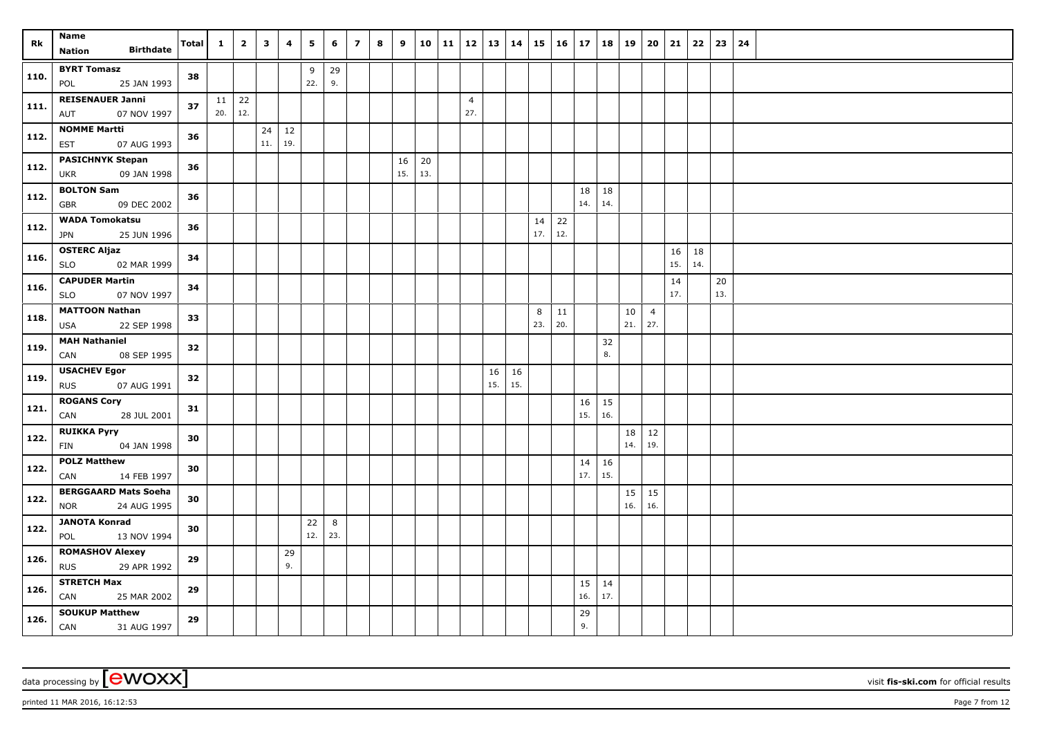| Rk | Name<br>Nation Birthdate | Total | 1 | 2 | 3 | 4 | 5 | 6 | 7 | 8 | 9 | 10 | 11 | 12 | 13 | 14 | 15 | 16 | 17 | 18 | 19 | 20 | 21 | 22 | 23 | 24 |
|---|---|---|---|---|---|---|---|---|---|---|---|---|---|---|---|---|---|---|---|---|---|---|---|---|---|---|
| 110. | BYRT Tomasz<br>POL 25 JAN 1993 | 38 | | | | | 9<br>22. | 29<br>9. | | | | | | | | | | | | | | | | | | |
| 111. | REISENAUER Janni<br>AUT 07 NOV 1997 | 37 | 11<br>20. | 22<br>12. | | | | | | | | | | 4<br>27. | | | | | | | | | | | | |
| 112. | NOMME Martti<br>EST 07 AUG 1993 | 36 | | | 24<br>11. | 12<br>19. | | | | | | | | | | | | | | | | | | | | |
| 112. | PASICHNYK Stepan<br>UKR 09 JAN 1998 | 36 | | | | | | | | | 16<br>15. | 20<br>13. | | | | | | | | | | | | | | |
| 112. | BOLTON Sam<br>GBR 09 DEC 2002 | 36 | | | | | | | | | | | | | | | | | 18<br>14. | 18<br>14. | | | | | | |
| 112. | WADA Tomokatsu<br>JPN 25 JUN 1996 | 36 | | | | | | | | | | | | | | | 14<br>17. | 22<br>12. | | | | | | | | |
| 116. | OSTERC Aljaz<br>SLO 02 MAR 1999 | 34 | | | | | | | | | | | | | | | | | | | | | 16<br>15. | 18<br>14. | | |
| 116. | CAPUDER Martin<br>SLO 07 NOV 1997 | 34 | | | | | | | | | | | | | | | | | | | | | 14<br>17. | | 20<br>13. | |
| 118. | MATTOON Nathan<br>USA 22 SEP 1998 | 33 | | | | | | | | | | | | | | | 8<br>23. | 11<br>20. | | | 10<br>21. | 4<br>27. | | | | |
| 119. | MAH Nathaniel<br>CAN 08 SEP 1995 | 32 | | | | | | | | | | | | | | | | | | 32<br>8. | | | | | | |
| 119. | USACHEV Egor<br>RUS 07 AUG 1991 | 32 | | | | | | | | | | | | | 16<br>15. | 16<br>15. | | | | | | | | | | |
| 121. | ROGANS Cory<br>CAN 28 JUL 2001 | 31 | | | | | | | | | | | | | | | | | 16<br>15. | 15<br>16. | | | | | | |
| 122. | RUIKKA Pyry<br>FIN 04 JAN 1998 | 30 | | | | | | | | | | | | | | | | | | | 18<br>14. | 12<br>19. | | | | |
| 122. | POLZ Matthew<br>CAN 14 FEB 1997 | 30 | | | | | | | | | | | | | | | | | 14<br>17. | 16<br>15. | | | | | | |
| 122. | BERGGAARD Mats Soeha<br>NOR 24 AUG 1995 | 30 | | | | | | | | | | | | | | | | | | | 15<br>16. | 15<br>16. | | | | |
| 122. | JANOTA Konrad<br>POL 13 NOV 1994 | 30 | | | | | 22<br>12. | 8<br>23. | | | | | | | | | | | | | | | | | | |
| 126. | ROMASHOV Alexey<br>RUS 29 APR 1992 | 29 | | | | 29<br>9. | | | | | | | | | | | | | | | | | | | | |
| 126. | STRETCH Max<br>CAN 25 MAR 2002 | 29 | | | | | | | | | | | | | | | | | 15<br>16. | 14<br>17. | | | | | | |
| 126. | SOUKUP Matthew<br>CAN 31 AUG 1997 | 29 | | | | | | | | | | | | | | | | | 29<br>9. | | | | | | | |

data processing by [ewoxx]

visit fis-ski.com for official results

printed 11 MAR 2016, 16:12:53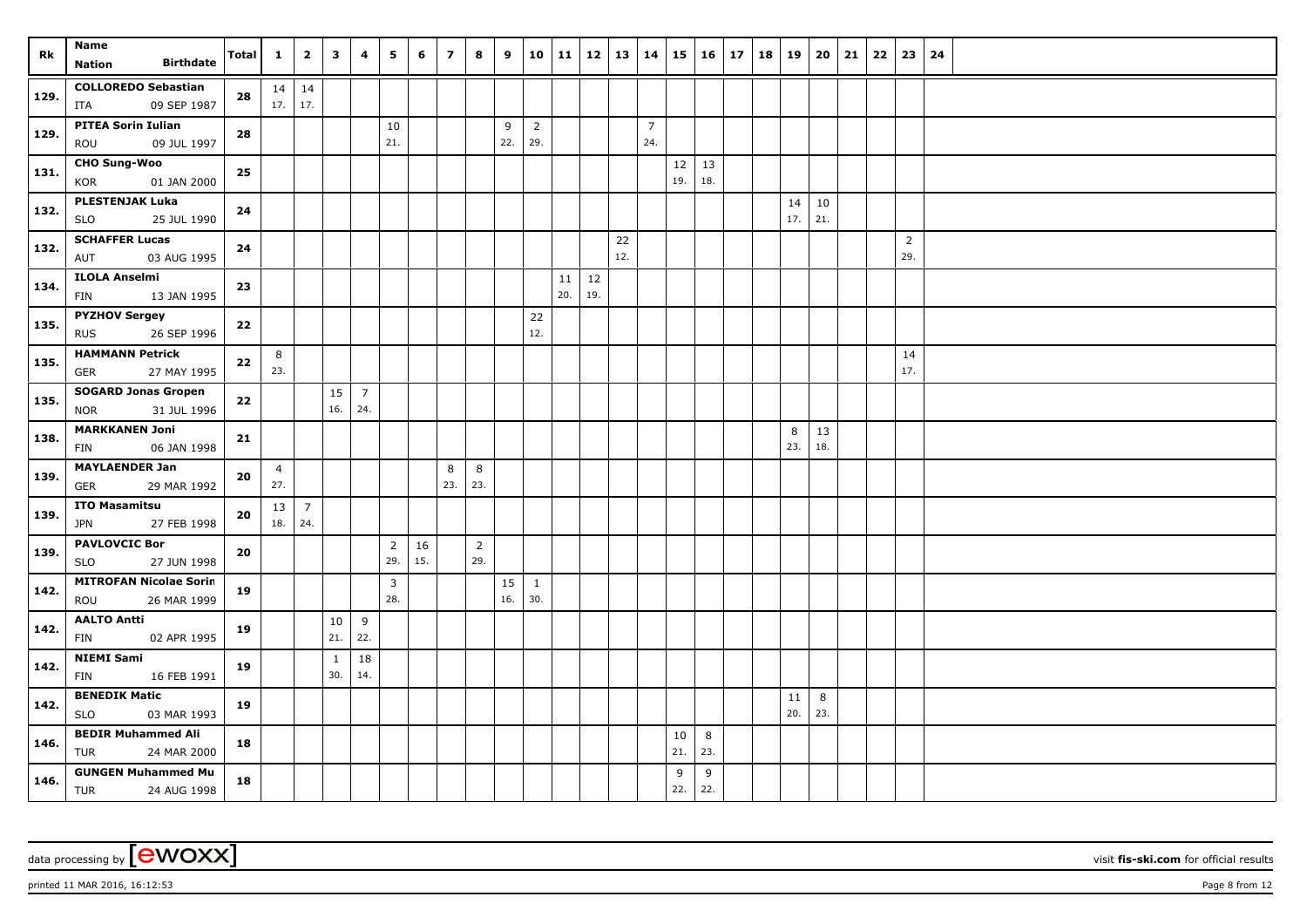| Rk | Name<br>Nation Birthdate | Total | 1 | 2 | 3 | 4 | 5 | 6 | 7 | 8 | 9 | 10 | 11 | 12 | 13 | 14 | 15 | 16 | 17 | 18 | 19 | 20 | 21 | 22 | 23 | 24 |
|---|---|---|---|---|---|---|---|---|---|---|---|---|---|---|---|---|---|---|---|---|---|---|---|---|---|---|
| 129. | **COLLOREDO Sebastian**<br>ITA 09 SEP 1987 | 28 | 14<br>17. | 14<br>17. | | | | | | | | | | | | | | | | | | | | | | |
| 129. | **PITEA Sorin Iulian**<br>ROU 09 JUL 1997 | 28 | | | | | 10<br>21. | | | | 9<br>22. | 2<br>29. | | | | 7<br>24. | | | | | | | | | | |
| 131. | **CHO Sung-Woo**<br>KOR 01 JAN 2000 | 25 | | | | | | | | | | | | | | | 12<br>19. | 13<br>18. | | | | | | | | |
| 132. | **PLESTENJAK Luka**<br>SLO 25 JUL 1990 | 24 | | | | | | | | | | | | | | | | | | | 14<br>17. | 10<br>21. | | | | |
| 132. | **SCHAFFER Lucas**<br>AUT 03 AUG 1995 | 24 | | | | | | | | | | | | | 22<br>12. | | | | | | | | | | 2<br>29. | |
| 134. | **ILOLA Anselmi**<br>FIN 13 JAN 1995 | 23 | | | | | | | | | | | 11<br>20. | 12<br>19. | | | | | | | | | | | | |
| 135. | **PYZHOV Sergey**<br>RUS 26 SEP 1996 | 22 | | | | | | | | | | 22<br>12. | | | | | | | | | | | | | | |
| 135. | **HAMMANN Petrick**<br>GER 27 MAY 1995 | 22 | 8<br>23. | | | | | | | | | | | | | | | | | | | | | | 14<br>17. | |
| 135. | **SOGARD Jonas Gropen**<br>NOR 31 JUL 1996 | 22 | | | 15<br>16. | 7<br>24. | | | | | | | | | | | | | | | | | | | | |
| 138. | **MARKKANEN Joni**<br>FIN 06 JAN 1998 | 21 | | | | | | | | | | | | | | | | | | | 8<br>23. | 13<br>18. | | | | |
| 139. | **MAYLAENDER Jan**<br>GER 29 MAR 1992 | 20 | 4<br>27. | | | | | | 8<br>23. | 8<br>23. | | | | | | | | | | | | | | | | |
| 139. | **ITO Masamitsu**<br>JPN 27 FEB 1998 | 20 | 13<br>18. | 7<br>24. | | | | | | | | | | | | | | | | | | | | | | |
| 139. | **PAVLOVCIC Bor**<br>SLO 27 JUN 1998 | 20 | | | | | 2<br>29. | 16<br>15. | | 2<br>29. | | | | | | | | | | | | | | | | |
| 142. | **MITROFAN Nicolae Sorin**<br>ROU 26 MAR 1999 | 19 | | | | | 3<br>28. | | | | 15<br>16. | 1<br>30. | | | | | | | | | | | | | | |
| 142. | **AALTO Antti**<br>FIN 02 APR 1995 | 19 | | | 10<br>21. | 9<br>22. | | | | | | | | | | | | | | | | | | | | |
| 142. | **NIEMI Sami**<br>FIN 16 FEB 1991 | 19 | | | 1<br>30. | 18<br>14. | | | | | | | | | | | | | | | | | | | | |
| 142. | **BENEDIK Matic**<br>SLO 03 MAR 1993 | 19 | | | | | | | | | | | | | | | | | | | 11<br>20. | 8<br>23. | | | | |
| 146. | **BEDIR Muhammed Ali**<br>TUR 24 MAR 2000 | 18 | | | | | | | | | | | | | | | 10<br>21. | 8<br>23. | | | | | | | | |
| 146. | **GUNGEN Muhammed Mu**<br>TUR 24 AUG 1998 | 18 | | | | | | | | | | | | | | | 9<br>22. | 9<br>22. | | | | | | | | |

data processing by [ewoxx] visit **fis-ski.com** for official results

printed 11 MAR 2016, 16:12:53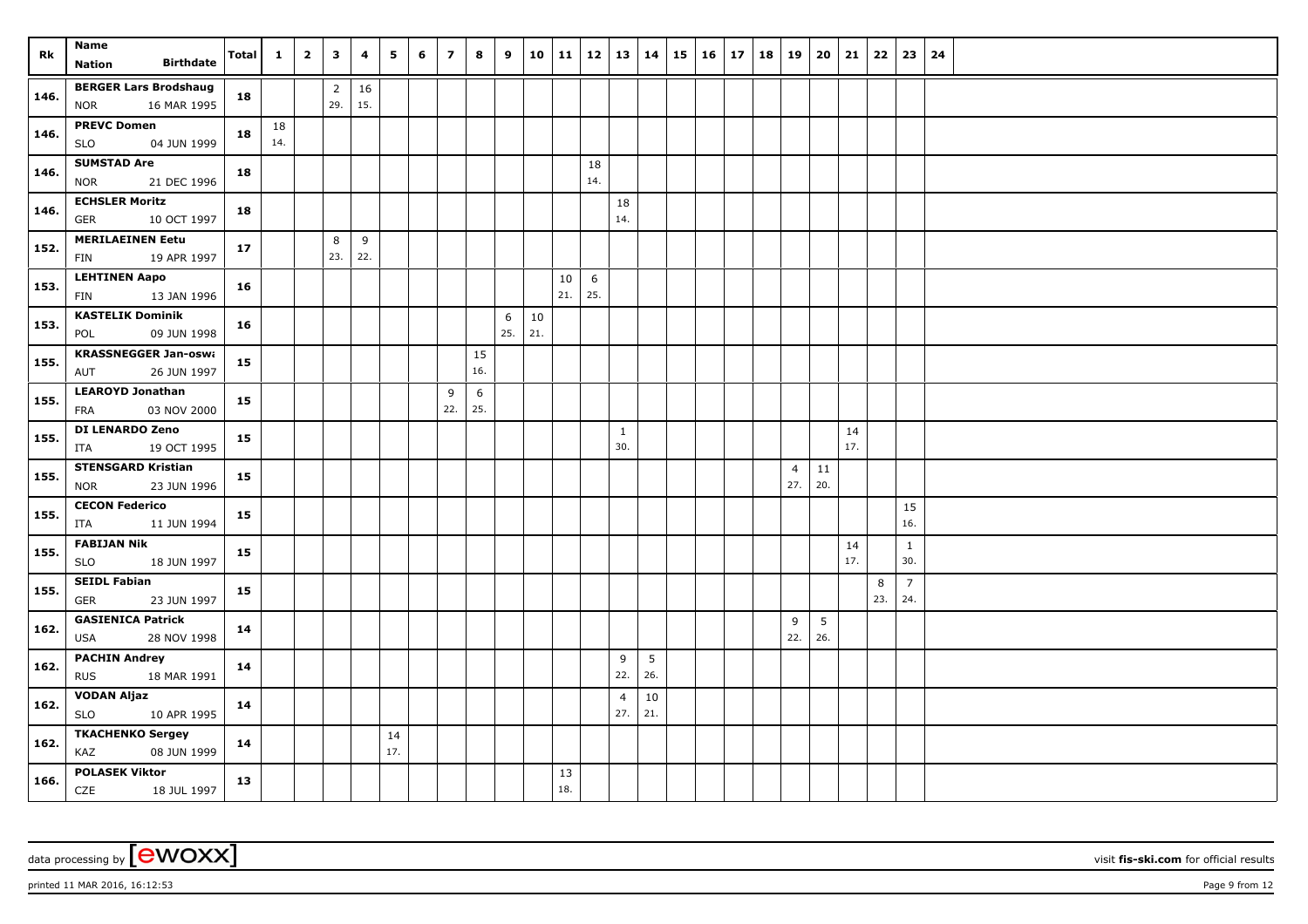| Rk | Name Nation Birthdate | Total | 1 | 2 | 3 | 4 | 5 | 6 | 7 | 8 | 9 | 10 | 11 | 12 | 13 | 14 | 15 | 16 | 17 | 18 | 19 | 20 | 21 | 22 | 23 | 24 |
|---|---|---|---|---|---|---|---|---|---|---|---|---|---|---|---|---|---|---|---|---|---|---|---|---|---|---|
| 146. | BERGER Lars Brodshaug NOR 16 MAR 1995 | 18 | | | 2 29. | 16 15. | | | | | | | | | | | | | | | | | | | | |
| 146. | PREVC Domen SLO 04 JUN 1999 | 18 | 18 14. | | | | | | | | | | | | | | | | | | | | | | | |
| 146. | SUMSTAD Are NOR 21 DEC 1996 | 18 | | | | | | | | | | | | 18 14. | | | | | | | | | | | | |
| 146. | ECHSLER Moritz GER 10 OCT 1997 | 18 | | | | | | | | | | | | | 18 14. | | | | | | | | | | | |
| 152. | MERILAEINEN Eetu FIN 19 APR 1997 | 17 | | | 8 23. | 9 22. | | | | | | | | | | | | | | | | | | | | |
| 153. | LEHTINEN Aapo FIN 13 JAN 1996 | 16 | | | | | | | | | | | 10 21. | 6 25. | | | | | | | | | | | | |
| 153. | KASTELIK Dominik POL 09 JUN 1998 | 16 | | | | | | | | | 6 25. | 10 21. | | | | | | | | | | | | | | |
| 155. | KRASSNEGGER Jan-oswa AUT 26 JUN 1997 | 15 | | | | | | | | 15 16. | | | | | | | | | | | | | | | | |
| 155. | LEAROYD Jonathan FRA 03 NOV 2000 | 15 | | | | | | | 9 22. | 6 25. | | | | | | | | | | | | | | | | |
| 155. | DI LENARDO Zeno ITA 19 OCT 1995 | 15 | | | | | | | | | | | | | 1 30. | | | | | | | | 14 17. | | | |
| 155. | STENSGARD Kristian NOR 23 JUN 1996 | 15 | | | | | | | | | | | | | | | | | | | 4 27. | 11 20. | | | | |
| 155. | CECON Federico ITA 11 JUN 1994 | 15 | | | | | | | | | | | | | | | | | | | | | | | 15 16. | |
| 155. | FABIJAN Nik SLO 18 JUN 1997 | 15 | | | | | | | | | | | | | | | | | | | | | 14 17. | | 1 30. | |
| 155. | SEIDL Fabian GER 23 JUN 1997 | 15 | | | | | | | | | | | | | | | | | | | | | | 8 23. | 7 24. | |
| 162. | GASIENICA Patrick USA 28 NOV 1998 | 14 | | | | | | | | | | | | | | | | | | | 9 22. | 5 26. | | | | |
| 162. | PACHIN Andrey RUS 18 MAR 1991 | 14 | | | | | | | | | | | | | 9 22. | 5 26. | | | | | | | | | | |
| 162. | VODAN Aljaz SLO 10 APR 1995 | 14 | | | | | | | | | | | | | 4 27. | 10 21. | | | | | | | | | | |
| 162. | TKACHENKO Sergey KAZ 08 JUN 1999 | 14 | | | | | 14 17. | | | | | | | | | | | | | | | | | | | |
| 166. | POLASEK Viktor CZE 18 JUL 1997 | 13 | | | | | | | | | | | 13 18. | | | | | | | | | | | | | |

data processing by [ewoxx] visit fis-ski.com for official results

printed 11 MAR 2016, 16:12:53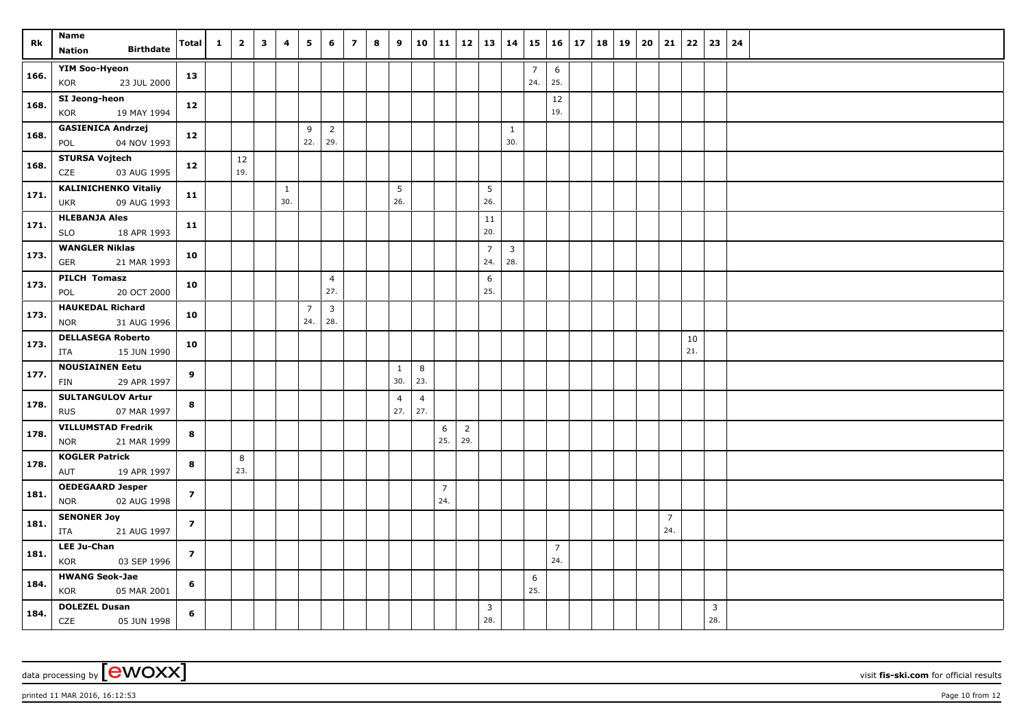| Rk | Name<br>Nation Birthdate | Total | 1 | 2 | 3 | 4 | 5 | 6 | 7 | 8 | 9 | 10 | 11 | 12 | 13 | 14 | 15 | 16 | 17 | 18 | 19 | 20 | 21 | 22 | 23 | 24 |
|---|---|---|---|---|---|---|---|---|---|---|---|---|---|---|---|---|---|---|---|---|---|---|---|---|---|---|
| 166. | YIM Soo-Hyeon<br>KOR 23 JUL 2000 | 13 | | | | | | | | | | | | | | | 7<br>24. | 6<br>25. | | | | | | | | |
| 168. | SI Jeong-heon<br>KOR 19 MAY 1994 | 12 | | | | | | | | | | | | | | | | 12<br>19. | | | | | | | | |
| 168. | GASIENICA Andrzej<br>POL 04 NOV 1993 | 12 | | | | | 9<br>22. | 2<br>29. | | | | | | | | 1<br>30. | | | | | | | | | | |
| 168. | STURSA Vojtech<br>CZE 03 AUG 1995 | 12 | | 12<br>19. | | | | | | | | | | | | | | | | | | | | | | |
| 171. | KALINICHENKO Vitaliy<br>UKR 09 AUG 1993 | 11 | | | | 1<br>30. | | | | | 5<br>26. | | | | 5<br>26. | | | | | | | | | | | |
| 171. | HLEBANJA Ales<br>SLO 18 APR 1993 | 11 | | | | | | | | | | | | | 11<br>20. | | | | | | | | | | | |
| 173. | WANGLER Niklas<br>GER 21 MAR 1993 | 10 | | | | | | | | | | | | | 7<br>24. | 3<br>28. | | | | | | | | | | |
| 173. | PILCH Tomasz<br>POL 20 OCT 2000 | 10 | | | | | | 4<br>27. | | | | | | | 6<br>25. | | | | | | | | | | | |
| 173. | HAUKEDAL Richard<br>NOR 31 AUG 1996 | 10 | | | | | 7<br>24. | 3<br>28. | | | | | | | | | | | | | | | | | | |
| 173. | DELLASEGA Roberto<br>ITA 15 JUN 1990 | 10 | | | | | | | | | | | | | | | | | | | | | | 10<br>21. | | |
| 177. | NOUSIAINEN Eetu<br>FIN 29 APR 1997 | 9 | | | | | | | | | 1<br>30. | 8<br>23. | | | | | | | | | | | | | | |
| 178. | SULTANGULOV Artur<br>RUS 07 MAR 1997 | 8 | | | | | | | | | 4<br>27. | 4<br>27. | | | | | | | | | | | | | | |
| 178. | VILLUMSTAD Fredrik<br>NOR 21 MAR 1999 | 8 | | | | | | | | | | | 6<br>25. | 2<br>29. | | | | | | | | | | | | |
| 178. | KOGLER Patrick<br>AUT 19 APR 1997 | 8 | | 8<br>23. | | | | | | | | | | | | | | | | | | | | | | |
| 181. | OEDEGAARD Jesper<br>NOR 02 AUG 1998 | 7 | | | | | | | | | | | 7<br>24. | | | | | | | | | | | | | |
| 181. | SENONER Joy<br>ITA 21 AUG 1997 | 7 | | | | | | | | | | | | | | | | | | | | | 7<br>24. | | | |
| 181. | LEE Ju-Chan<br>KOR 03 SEP 1996 | 7 | | | | | | | | | | | | | | | | 7<br>24. | | | | | | | | |
| 184. | HWANG Seok-Jae<br>KOR 05 MAR 2001 | 6 | | | | | | | | | | | | | | | 6<br>25. | | | | | | | | | |
| 184. | DOLEZEL Dusan<br>CZE 05 JUN 1998 | 6 | | | | | | | | | | | | | 3<br>28. | | | | | | | | | | 3<br>28. | |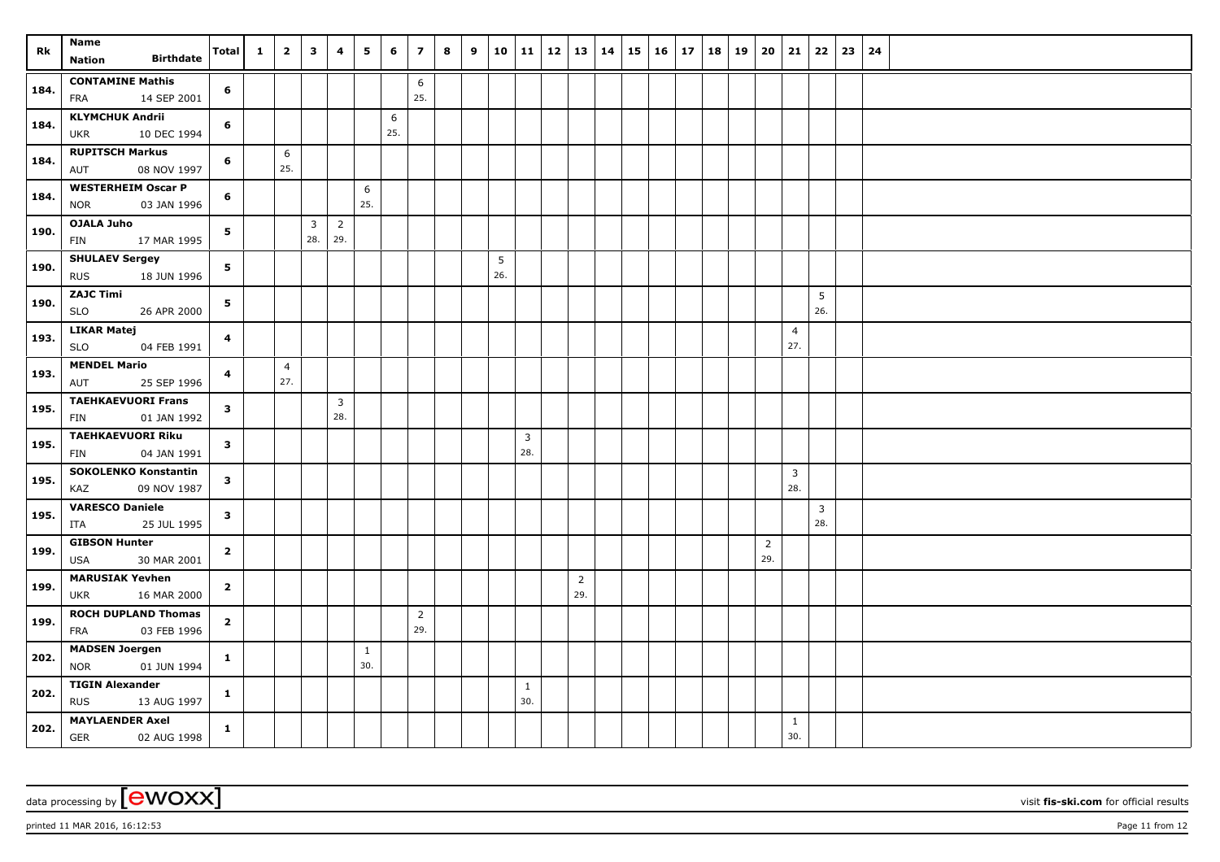| Rk | Name<br>Nation Birthdate | Total | 1 | 2 | 3 | 4 | 5 | 6 | 7 | 8 | 9 | 10 | 11 | 12 | 13 | 14 | 15 | 16 | 17 | 18 | 19 | 20 | 21 | 22 | 23 | 24 |
|---|---|---|---|---|---|---|---|---|---|---|---|---|---|---|---|---|---|---|---|---|---|---|---|---|---|---|
| 184. | **CONTAMINE Mathis**<br>FRA 14 SEP 2001 | 6 | | | | | | | 6<br>25. | | | | | | | | | | | | | | | | | |
| 184. | **KLYMCHUK Andrii**<br>UKR 10 DEC 1994 | 6 | | | | | | 6<br>25. | | | | | | | | | | | | | | | | | | |
| 184. | **RUPITSCH Markus**<br>AUT 08 NOV 1997 | 6 | | 6<br>25. | | | | | | | | | | | | | | | | | | | | | | |
| 184. | **WESTERHEIM Oscar P**<br>NOR 03 JAN 1996 | 6 | | | | | 6<br>25. | | | | | | | | | | | | | | | | | | | |
| 190. | **OJALA Juho**<br>FIN 17 MAR 1995 | 5 | | | 3<br>28. | 2<br>29. | | | | | | | | | | | | | | | | | | | | |
| 190. | **SHULAEV Sergey**<br>RUS 18 JUN 1996 | 5 | | | | | | | | | | 5<br>26. | | | | | | | | | | | | | | |
| 190. | **ZAJC Timi**<br>SLO 26 APR 2000 | 5 | | | | | | | | | | | | | | | | | | | | | | 5<br>26. | | |
| 193. | **LIKAR Matej**<br>SLO 04 FEB 1991 | 4 | | | | | | | | | | | | | | | | | | | | | 4<br>27. | | | |
| 193. | **MENDEL Mario**<br>AUT 25 SEP 1996 | 4 | | 4<br>27. | | | | | | | | | | | | | | | | | | | | | | |
| 195. | **TAEHKAEVUORI Frans**<br>FIN 01 JAN 1992 | 3 | | | | 3<br>28. | | | | | | | | | | | | | | | | | | | | |
| 195. | **TAEHKAEVUORI Riku**<br>FIN 04 JAN 1991 | 3 | | | | | | | | | | | 3<br>28. | | | | | | | | | | | | | |
| 195. | **SOKOLENKO Konstantin**<br>KAZ 09 NOV 1987 | 3 | | | | | | | | | | | | | | | | | | | | | 3<br>28. | | | |
| 195. | **VARESCO Daniele**<br>ITA 25 JUL 1995 | 3 | | | | | | | | | | | | | | | | | | | | | | 3<br>28. | | |
| 199. | **GIBSON Hunter**<br>USA 30 MAR 2001 | 2 | | | | | | | | | | | | | | | | | | | | 2<br>29. | | | | |
| 199. | **MARUSIAK Yevhen**<br>UKR 16 MAR 2000 | 2 | | | | | | | | | | | | | 2<br>29. | | | | | | | | | | | |
| 199. | **ROCH DUPLAND Thomas**<br>FRA 03 FEB 1996 | 2 | | | | | | | 2<br>29. | | | | | | | | | | | | | | | | | |
| 202. | **MADSEN Joergen**<br>NOR 01 JUN 1994 | 1 | | | | | 1<br>30. | | | | | | | | | | | | | | | | | | | |
| 202. | **TIGIN Alexander**<br>RUS 13 AUG 1997 | 1 | | | | | | | | | | | 1<br>30. | | | | | | | | | | | | | |
| 202. | **MAYLAENDER Axel**<br>GER 02 AUG 1998 | 1 | | | | | | | | | | | | | | | | | | | | | 1<br>30. | | | |

data processing by [ewoxx] visit **fis-ski.com** for official results

printed 11 MAR 2016, 16:12:53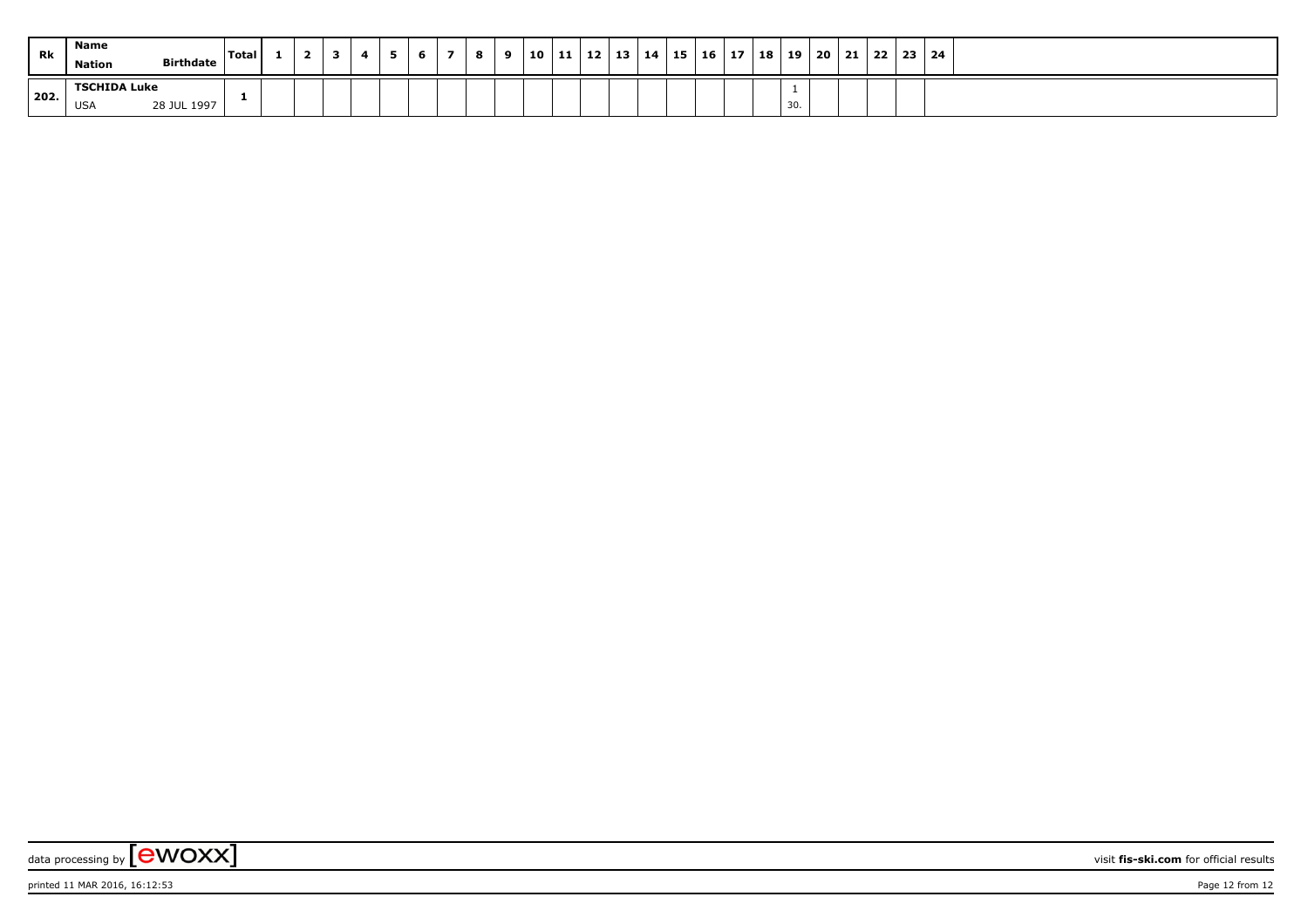| Rk | Name / Nation | Birthdate | Total | 1 | 2 | 3 | 4 | 5 | 6 | 7 | 8 | 9 | 10 | 11 | 12 | 13 | 14 | 15 | 16 | 17 | 18 | 19 | 20 | 21 | 22 | 23 | 24 |
|---|---|---|---|---|---|---|---|---|---|---|---|---|---|---|---|---|---|---|---|---|---|---|---|---|---|---|---|
| 202. | TSCHIDA Luke / USA | 28 JUL 1997 | 1 | | | | | | | | | | | | | | | | | | | 1 / 30. | | | | | |